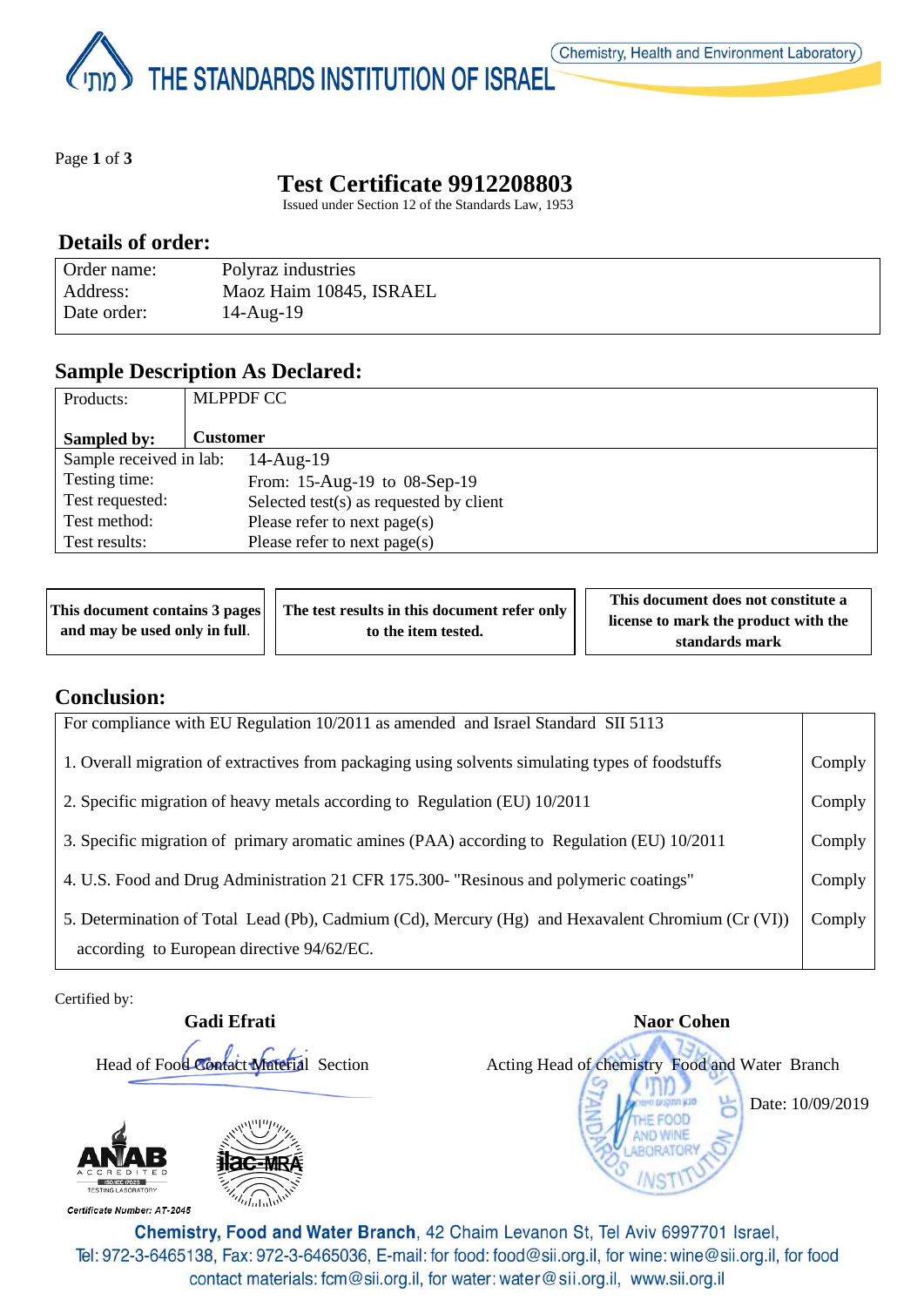THE STANDARDS INSTITUTION OF ISRAEL

Chemistry, Health and Environment Laboratory

# Test Certificate 9912208803

Issued under Section 12 of the Standards Law, 1953

## Details of order:

| | |
|---|---|
| Order name: | Polyraz industries |
| Address: | Maoz Haim 10845, ISRAEL |
| Date order: | 14-Aug-19 |

## Sample Description As Declared:

| | |
|---|---|
| Products: | MLPPDF CC |
| **Sampled by:** | **Customer** |
| Sample received in lab: | 14-Aug-19 |
| Testing time: | From: 15-Aug-19 to 08-Sep-19 |
| Test requested: | Selected test(s) as requested by client |
| Test method: | Please refer to next page(s) |
| Test results: | Please refer to next page(s) |

| | | |
|---|---|---|
| **This document contains 3 pages and may be used only in full.** | **The test results in this document refer only to the item tested.** | **This document does not constitute a license to mark the product with the standards mark** |

## Conclusion:

| For compliance with EU Regulation 10/2011 as amended and Israel Standard SII 5113 | |
|---|---|
| 1. Overall migration of extractives from packaging using solvents simulating types of foodstuffs | Comply |
| 2. Specific migration of heavy metals according to Regulation (EU) 10/2011 | Comply |
| 3. Specific migration of primary aromatic amines (PAA) according to Regulation (EU) 10/2011 | Comply |
| 4. U.S. Food and Drug Administration 21 CFR 175.300- "Resinous and polymeric coatings" | Comply |
| 5. Determination of Total Lead (Pb), Cadmium (Cd), Mercury (Hg) and Hexavalent Chromium (Cr (VI)) according to European directive 94/62/EC. | Comply |

Certified by:

**Gadi Efrati**
Head of Food Contact Material Section

**Naor Cohen**
Acting Head of chemistry Food and Water Branch

Date: 10/09/2019

ANAB ACCREDITED ISO/IEC 17025 TESTING LABORATORY
Certificate Number: AT-2045

ilac-MRA

**Chemistry, Food and Water Branch**, 42 Chaim Levanon St, Tel Aviv 6997701 Israel,
Tel: 972-3-6465138, Fax: 972-3-6465036, E-mail: for food: food@sii.org.il, for wine: wine@sii.org.il, for food contact materials: fcm@sii.org.il, for water: water@sii.org.il, www.sii.org.il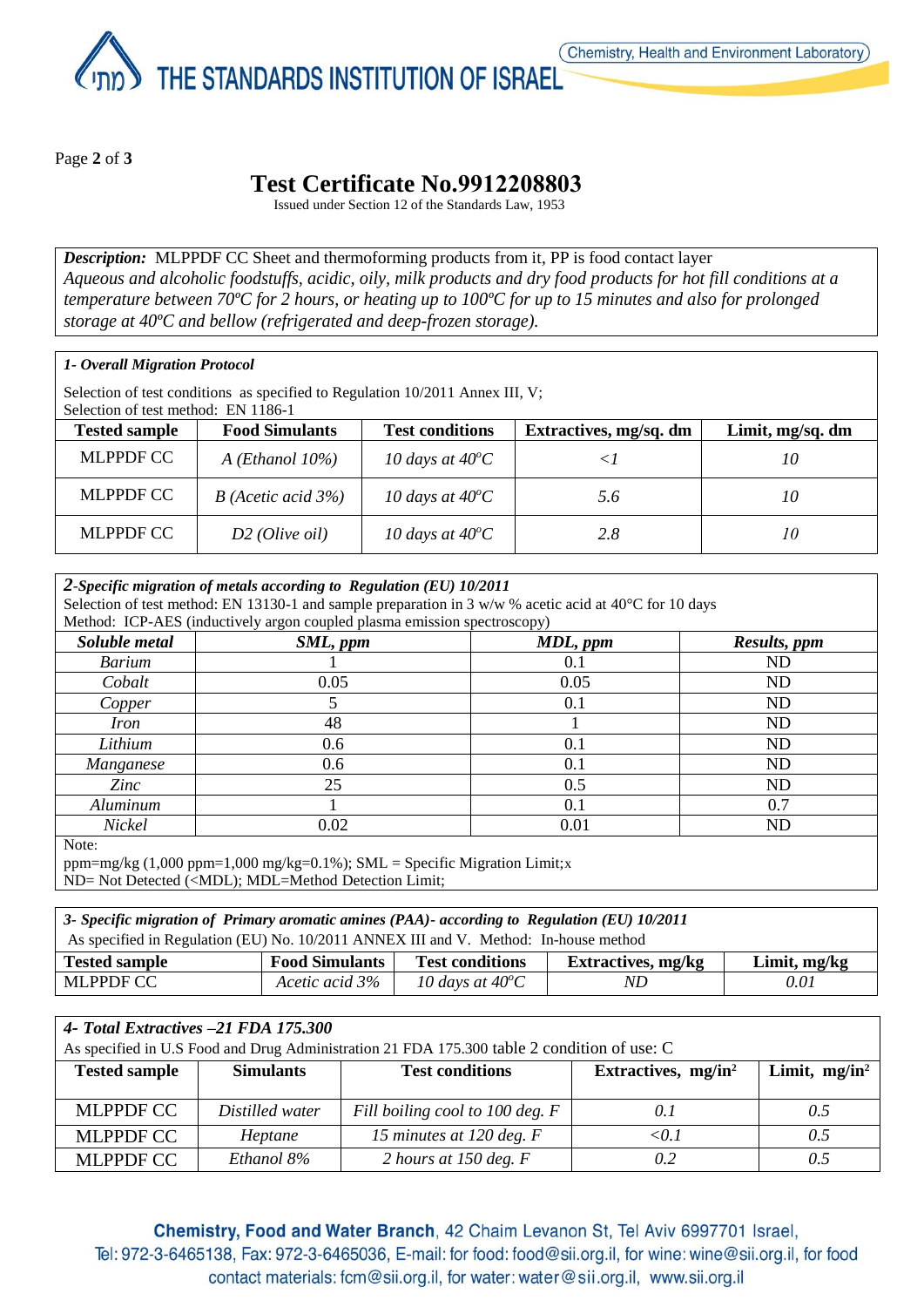# Test Certificate No.9912208803

Issued under Section 12 of the Standards Law, 1953

***Description:*** MLPPDF CC Sheet and thermoforming products from it, PP is food contact layer
*Aqueous and alcoholic foodstuffs, acidic, oily, milk products and dry food products for hot fill conditions at a temperature between 70ºC for 2 hours, or heating up to 100ºC for up to 15 minutes and also for prolonged storage at 40ºC and bellow (refrigerated and deep-frozen storage).*

***1- Overall Migration Protocol***

Selection of test conditions as specified to Regulation 10/2011 Annex III, V;
Selection of test method: EN 1186-1

| Tested sample | Food Simulants | Test conditions | Extractives, mg/sq. dm | Limit, mg/sq. dm |
|---|---|---|---|---|
| MLPPDF CC | *A (Ethanol 10%)* | *10 days at 40°C* | *<1* | *10* |
| MLPPDF CC | *B (Acetic acid 3%)* | *10 days at 40°C* | *5.6* | *10* |
| MLPPDF CC | *D2 (Olive oil)* | *10 days at 40°C* | *2.8* | *10* |

***2-Specific migration of metals according to Regulation (EU) 10/2011***

Selection of test method: EN 13130-1 and sample preparation in 3 w/w % acetic acid at 40°C for 10 days
Method: ICP-AES (inductively argon coupled plasma emission spectroscopy)

| *Soluble metal* | *SML, ppm* | *MDL, ppm* | *Results, ppm* |
|---|---|---|---|
| *Barium* | 1 | 0.1 | ND |
| *Cobalt* | 0.05 | 0.05 | ND |
| *Copper* | 5 | 0.1 | ND |
| *Iron* | 48 | 1 | ND |
| *Lithium* | 0.6 | 0.1 | ND |
| *Manganese* | 0.6 | 0.1 | ND |
| *Zinc* | 25 | 0.5 | ND |
| *Aluminum* | 1 | 0.1 | 0.7 |
| *Nickel* | 0.02 | 0.01 | ND |

Note:
ppm=mg/kg (1,000 ppm=1,000 mg/kg=0.1%); SML = Specific Migration Limit;x
ND= Not Detected (<MDL); MDL=Method Detection Limit;

***3- Specific migration of Primary aromatic amines (PAA)- according to Regulation (EU) 10/2011***

As specified in Regulation (EU) No. 10/2011 ANNEX III and V. Method: In-house method

| Tested sample | Food Simulants | Test conditions | Extractives, mg/kg | Limit, mg/kg |
|---|---|---|---|---|
| MLPPDF CC | *Acetic acid 3%* | *10 days at 40°C* | *ND* | *0.01* |

***4- Total Extractives –21 FDA 175.300***

As specified in U.S Food and Drug Administration 21 FDA 175.300 table 2 condition of use: C

| Tested sample | Simulants | Test conditions | Extractives, mg/in² | Limit, mg/in² |
|---|---|---|---|---|
| MLPPDF CC | *Distilled water* | *Fill boiling cool to 100 deg. F* | *0.1* | *0.5* |
| MLPPDF CC | *Heptane* | *15 minutes at 120 deg. F* | *<0.1* | *0.5* |
| MLPPDF CC | *Ethanol 8%* | *2 hours at 150 deg. F* | *0.2* | *0.5* |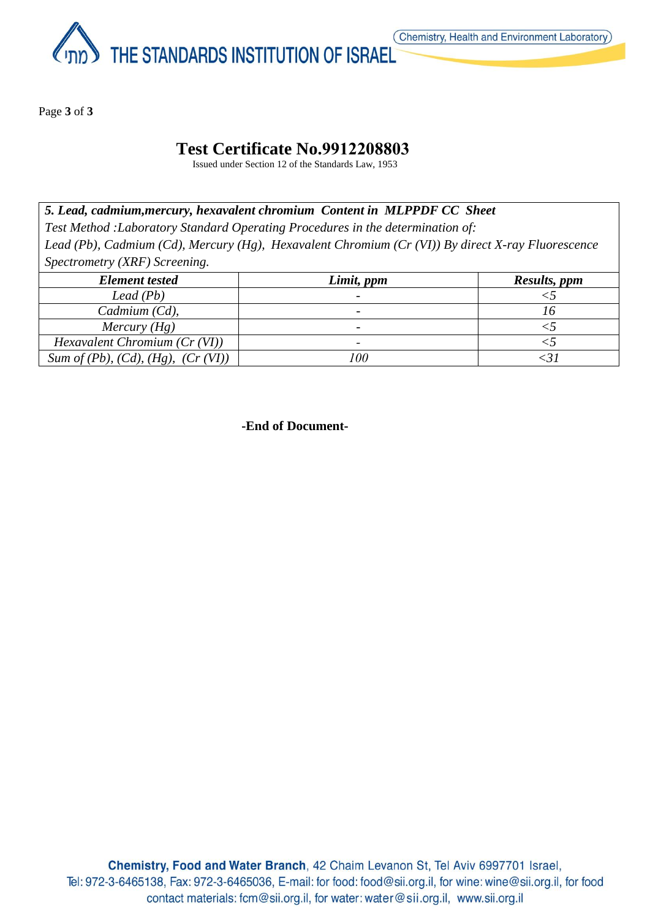# Test Certificate No.9912208803

Issued under Section 12 of the Standards Law, 1953

***5. Lead, cadmium,mercury, hexavalent chromium Content in MLPPDF CC Sheet***

*Test Method :Laboratory Standard Operating Procedures in the determination of:*

*Lead (Pb), Cadmium (Cd), Mercury (Hg), Hexavalent Chromium (Cr (VI)) By direct X-ray Fluorescence Spectrometry (XRF) Screening.*

| ***Element tested*** | ***Limit, ppm*** | ***Results, ppm*** |
|---|---|---|
| *Lead (Pb)* | - | *<5* |
| *Cadmium (Cd),* | - | *16* |
| *Mercury (Hg)* | - | *<5* |
| *Hexavalent Chromium (Cr (VI))* | - | *<5* |
| *Sum of (Pb), (Cd), (Hg), (Cr (VI))* | *100* | *<31* |

**-End of Document-**